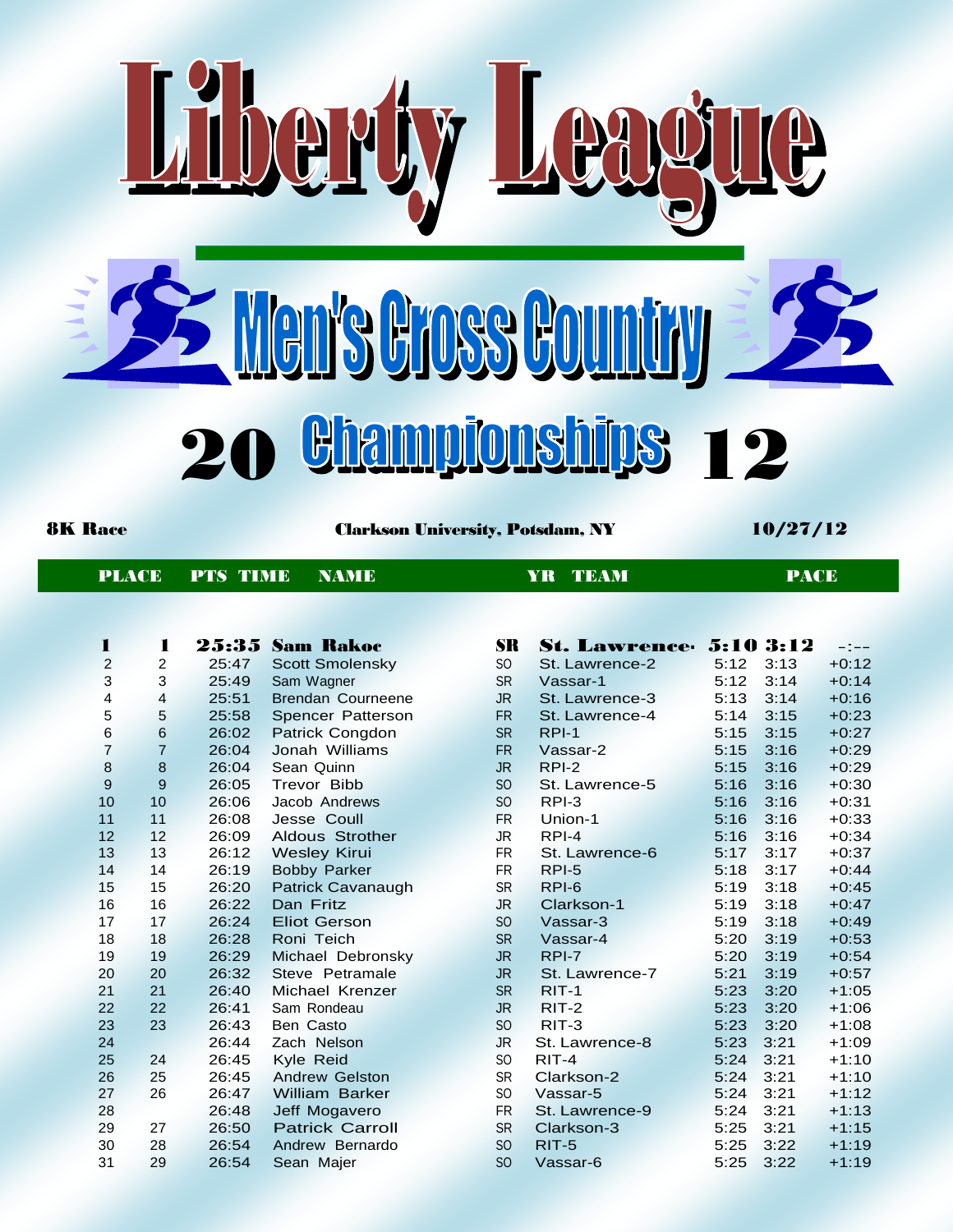# Liberty League

## Men's Cross Country

## 20 Championships 12

**8K Race** — **Clarkson University, Potsdam, NY** — **10/27/12**

| PLACE | PTS | TIME | NAME | YR | TEAM | PACE | | |
|---|---|---|---|---|---|---|---|---|
| **1** | **1** | **25:35** | **Sam Rakoc** | **SR** | **St. Lawrence-** | **5:10** | **3:12** | -:-- |
| 2 | 2 | 25:47 | Scott Smolensky | SO | St. Lawrence-2 | 5:12 | 3:13 | +0:12 |
| 3 | 3 | 25:49 | Sam Wagner | SR | Vassar-1 | 5:12 | 3:14 | +0:14 |
| 4 | 4 | 25:51 | Brendan Courneene | JR | St. Lawrence-3 | 5:13 | 3:14 | +0:16 |
| 5 | 5 | 25:58 | Spencer Patterson | FR | St. Lawrence-4 | 5:14 | 3:15 | +0:23 |
| 6 | 6 | 26:02 | Patrick Congdon | SR | RPI-1 | 5:15 | 3:15 | +0:27 |
| 7 | 7 | 26:04 | Jonah Williams | FR | Vassar-2 | 5:15 | 3:16 | +0:29 |
| 8 | 8 | 26:04 | Sean Quinn | JR | RPI-2 | 5:15 | 3:16 | +0:29 |
| 9 | 9 | 26:05 | Trevor Bibb | SO | St. Lawrence-5 | 5:16 | 3:16 | +0:30 |
| 10 | 10 | 26:06 | Jacob Andrews | SO | RPI-3 | 5:16 | 3:16 | +0:31 |
| 11 | 11 | 26:08 | Jesse Coull | FR | Union-1 | 5:16 | 3:16 | +0:33 |
| 12 | 12 | 26:09 | Aldous Strother | JR | RPI-4 | 5:16 | 3:16 | +0:34 |
| 13 | 13 | 26:12 | Wesley Kirui | FR | St. Lawrence-6 | 5:17 | 3:17 | +0:37 |
| 14 | 14 | 26:19 | Bobby Parker | FR | RPI-5 | 5:18 | 3:17 | +0:44 |
| 15 | 15 | 26:20 | Patrick Cavanaugh | SR | RPI-6 | 5:19 | 3:18 | +0:45 |
| 16 | 16 | 26:22 | Dan Fritz | JR | Clarkson-1 | 5:19 | 3:18 | +0:47 |
| 17 | 17 | 26:24 | Eliot Gerson | SO | Vassar-3 | 5:19 | 3:18 | +0:49 |
| 18 | 18 | 26:28 | Roni Teich | SR | Vassar-4 | 5:20 | 3:19 | +0:53 |
| 19 | 19 | 26:29 | Michael Debronsky | JR | RPI-7 | 5:20 | 3:19 | +0:54 |
| 20 | 20 | 26:32 | Steve Petramale | JR | St. Lawrence-7 | 5:21 | 3:19 | +0:57 |
| 21 | 21 | 26:40 | Michael Krenzer | SR | RIT-1 | 5:23 | 3:20 | +1:05 |
| 22 | 22 | 26:41 | Sam Rondeau | JR | RIT-2 | 5:23 | 3:20 | +1:06 |
| 23 | 23 | 26:43 | Ben Casto | SO | RIT-3 | 5:23 | 3:20 | +1:08 |
| 24 | | 26:44 | Zach Nelson | JR | St. Lawrence-8 | 5:23 | 3:21 | +1:09 |
| 25 | 24 | 26:45 | Kyle Reid | SO | RIT-4 | 5:24 | 3:21 | +1:10 |
| 26 | 25 | 26:45 | Andrew Gelston | SR | Clarkson-2 | 5:24 | 3:21 | +1:10 |
| 27 | 26 | 26:47 | William Barker | SO | Vassar-5 | 5:24 | 3:21 | +1:12 |
| 28 | | 26:48 | Jeff Mogavero | FR | St. Lawrence-9 | 5:24 | 3:21 | +1:13 |
| 29 | 27 | 26:50 | Patrick Carroll | SR | Clarkson-3 | 5:25 | 3:21 | +1:15 |
| 30 | 28 | 26:54 | Andrew Bernardo | SO | RIT-5 | 5:25 | 3:22 | +1:19 |
| 31 | 29 | 26:54 | Sean Majer | SO | Vassar-6 | 5:25 | 3:22 | +1:19 |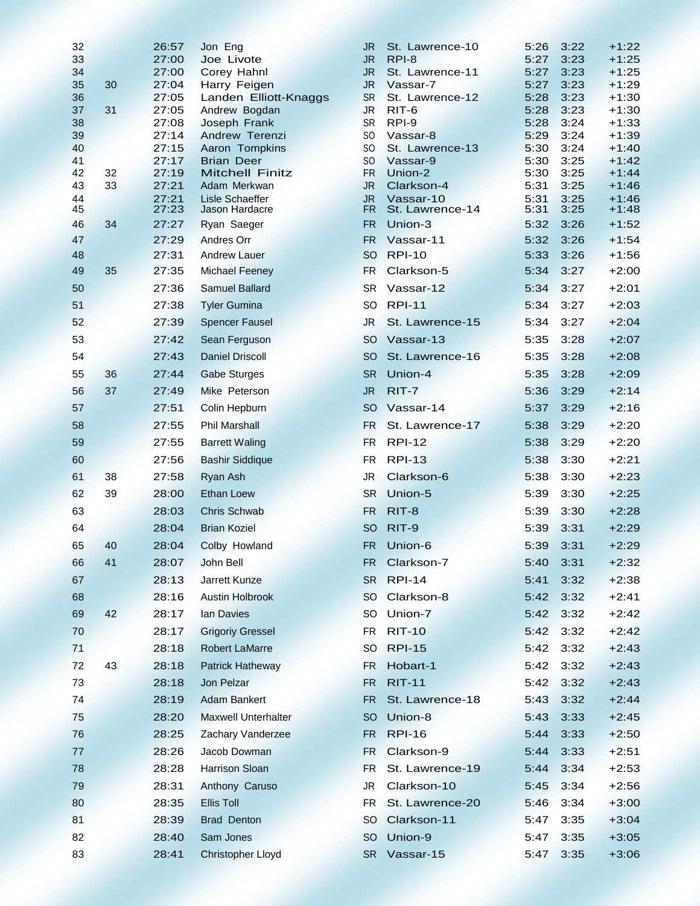| | | | | | | | | |
|---|---|---|---|---|---|---|---|---|
| 32 | | 26:57 | Jon Eng | JR | St. Lawrence-10 | 5:26 | 3:22 | +1:22 |
| 33 | | 27:00 | Joe Livote | JR | RPI-8 | 5:27 | 3:23 | +1:25 |
| 34 | | 27:00 | Corey Hahnl | JR | St. Lawrence-11 | 5:27 | 3:23 | +1:25 |
| 35 | 30 | 27:04 | Harry Feigen | JR | Vassar-7 | 5:27 | 3:23 | +1:29 |
| 36 | | 27:05 | Landen Elliott-Knaggs | SR | St. Lawrence-12 | 5:28 | 3:23 | +1:30 |
| 37 | 31 | 27:05 | Andrew Bogdan | JR | RIT-6 | 5:28 | 3:23 | +1:30 |
| 38 | | 27:08 | Joseph Frank | SR | RPI-9 | 5:28 | 3:24 | +1:33 |
| 39 | | 27:14 | Andrew Terenzi | SO | Vassar-8 | 5:29 | 3:24 | +1:39 |
| 40 | | 27:15 | Aaron Tompkins | SO | St. Lawrence-13 | 5:30 | 3:24 | +1:40 |
| 41 | | 27:17 | Brian Deer | SO | Vassar-9 | 5:30 | 3:25 | +1:42 |
| 42 | 32 | 27:19 | Mitchell Finitz | FR | Union-2 | 5:30 | 3:25 | +1:44 |
| 43 | 33 | 27:21 | Adam Merkwan | JR | Clarkson-4 | 5:31 | 3:25 | +1:46 |
| 44 | | 27:21 | Lisle Schaeffer | JR | Vassar-10 | 5:31 | 3:25 | +1:46 |
| 45 | | 27:23 | Jason Hardacre | FR | St. Lawrence-14 | 5:31 | 3:25 | +1:48 |
| 46 | 34 | 27:27 | Ryan Saeger | FR | Union-3 | 5:32 | 3:26 | +1:52 |
| 47 | | 27:29 | Andres Orr | FR | Vassar-11 | 5:32 | 3:26 | +1:54 |
| 48 | | 27:31 | Andrew Lauer | SO | RPI-10 | 5:33 | 3:26 | +1:56 |
| 49 | 35 | 27:35 | Michael Feeney | FR | Clarkson-5 | 5:34 | 3:27 | +2:00 |
| 50 | | 27:36 | Samuel Ballard | SR | Vassar-12 | 5:34 | 3:27 | +2:01 |
| 51 | | 27:38 | Tyler Gumina | SO | RPI-11 | 5:34 | 3:27 | +2:03 |
| 52 | | 27:39 | Spencer Fausel | JR | St. Lawrence-15 | 5:34 | 3:27 | +2:04 |
| 53 | | 27:42 | Sean Ferguson | SO | Vassar-13 | 5:35 | 3:28 | +2:07 |
| 54 | | 27:43 | Daniel Driscoll | SO | St. Lawrence-16 | 5:35 | 3:28 | +2:08 |
| 55 | 36 | 27:44 | Gabe Sturges | SR | Union-4 | 5:35 | 3:28 | +2:09 |
| 56 | 37 | 27:49 | Mike Peterson | JR | RIT-7 | 5:36 | 3:29 | +2:14 |
| 57 | | 27:51 | Colin Hepburn | SO | Vassar-14 | 5:37 | 3:29 | +2:16 |
| 58 | | 27:55 | Phil Marshall | FR | St. Lawrence-17 | 5:38 | 3:29 | +2:20 |
| 59 | | 27:55 | Barrett Waling | FR | RPI-12 | 5:38 | 3:29 | +2:20 |
| 60 | | 27:56 | Bashir Siddique | FR | RPI-13 | 5:38 | 3:30 | +2:21 |
| 61 | 38 | 27:58 | Ryan Ash | JR | Clarkson-6 | 5:38 | 3:30 | +2:23 |
| 62 | 39 | 28:00 | Ethan Loew | SR | Union-5 | 5:39 | 3:30 | +2:25 |
| 63 | | 28:03 | Chris Schwab | FR | RIT-8 | 5:39 | 3:30 | +2:28 |
| 64 | | 28:04 | Brian Koziel | SO | RIT-9 | 5:39 | 3:31 | +2:29 |
| 65 | 40 | 28:04 | Colby Howland | FR | Union-6 | 5:39 | 3:31 | +2:29 |
| 66 | 41 | 28:07 | John Bell | FR | Clarkson-7 | 5:40 | 3:31 | +2:32 |
| 67 | | 28:13 | Jarrett Kunze | SR | RPI-14 | 5:41 | 3:32 | +2:38 |
| 68 | | 28:16 | Austin Holbrook | SO | Clarkson-8 | 5:42 | 3:32 | +2:41 |
| 69 | 42 | 28:17 | Ian Davies | SO | Union-7 | 5:42 | 3:32 | +2:42 |
| 70 | | 28:17 | Grigoriy Gressel | FR | RIT-10 | 5:42 | 3:32 | +2:42 |
| 71 | | 28:18 | Robert LaMarre | SO | RPI-15 | 5:42 | 3:32 | +2:43 |
| 72 | 43 | 28:18 | Patrick Hatheway | FR | Hobart-1 | 5:42 | 3:32 | +2:43 |
| 73 | | 28:18 | Jon Pelzar | FR | RIT-11 | 5:42 | 3:32 | +2:43 |
| 74 | | 28:19 | Adam Bankert | FR | St. Lawrence-18 | 5:43 | 3:32 | +2:44 |
| 75 | | 28:20 | Maxwell Unterhalter | SO | Union-8 | 5:43 | 3:33 | +2:45 |
| 76 | | 28:25 | Zachary Vanderzee | FR | RPI-16 | 5:44 | 3:33 | +2:50 |
| 77 | | 28:26 | Jacob Dowman | FR | Clarkson-9 | 5:44 | 3:33 | +2:51 |
| 78 | | 28:28 | Harrison Sloan | FR | St. Lawrence-19 | 5:44 | 3:34 | +2:53 |
| 79 | | 28:31 | Anthony Caruso | JR | Clarkson-10 | 5:45 | 3:34 | +2:56 |
| 80 | | 28:35 | Ellis Toll | FR | St. Lawrence-20 | 5:46 | 3:34 | +3:00 |
| 81 | | 28:39 | Brad Denton | SO | Clarkson-11 | 5:47 | 3:35 | +3:04 |
| 82 | | 28:40 | Sam Jones | SO | Union-9 | 5:47 | 3:35 | +3:05 |
| 83 | | 28:41 | Christopher Lloyd | SR | Vassar-15 | 5:47 | 3:35 | +3:06 |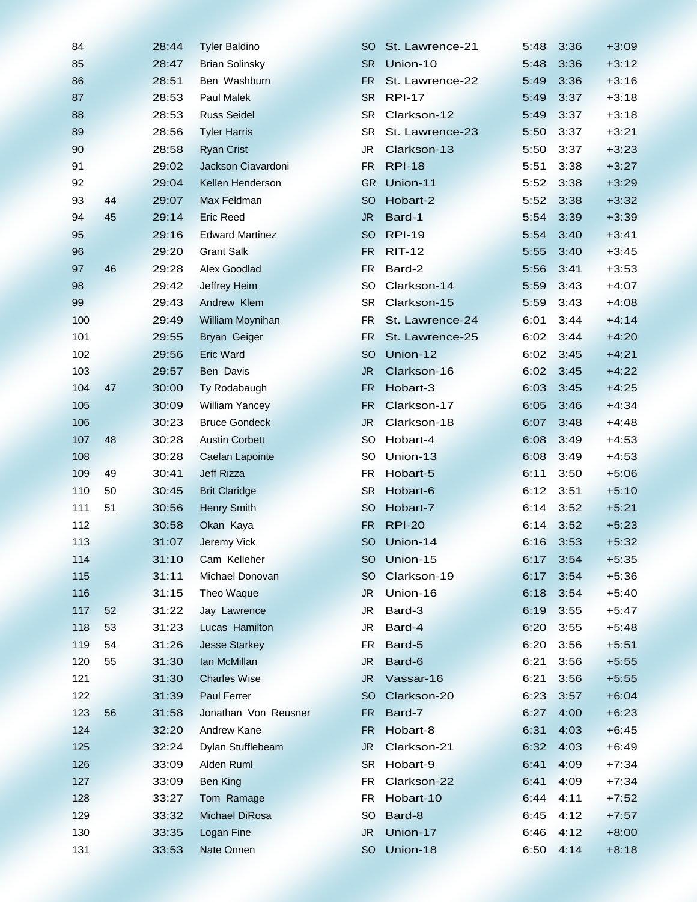| | | | | | | | | |
|---|---|---|---|---|---|---|---|---|
| 84 | | 28:44 | Tyler Baldino | SO | St. Lawrence-21 | 5:48 | 3:36 | +3:09 |
| 85 | | 28:47 | Brian Solinsky | SR | Union-10 | 5:48 | 3:36 | +3:12 |
| 86 | | 28:51 | Ben Washburn | FR | St. Lawrence-22 | 5:49 | 3:36 | +3:16 |
| 87 | | 28:53 | Paul Malek | SR | RPI-17 | 5:49 | 3:37 | +3:18 |
| 88 | | 28:53 | Russ Seidel | SR | Clarkson-12 | 5:49 | 3:37 | +3:18 |
| 89 | | 28:56 | Tyler Harris | SR | St. Lawrence-23 | 5:50 | 3:37 | +3:21 |
| 90 | | 28:58 | Ryan Crist | JR | Clarkson-13 | 5:50 | 3:37 | +3:23 |
| 91 | | 29:02 | Jackson Ciavardoni | FR | RPI-18 | 5:51 | 3:38 | +3:27 |
| 92 | | 29:04 | Kellen Henderson | GR | Union-11 | 5:52 | 3:38 | +3:29 |
| 93 | 44 | 29:07 | Max Feldman | SO | Hobart-2 | 5:52 | 3:38 | +3:32 |
| 94 | 45 | 29:14 | Eric Reed | JR | Bard-1 | 5:54 | 3:39 | +3:39 |
| 95 | | 29:16 | Edward Martinez | SO | RPI-19 | 5:54 | 3:40 | +3:41 |
| 96 | | 29:20 | Grant Salk | FR | RIT-12 | 5:55 | 3:40 | +3:45 |
| 97 | 46 | 29:28 | Alex Goodlad | FR | Bard-2 | 5:56 | 3:41 | +3:53 |
| 98 | | 29:42 | Jeffrey Heim | SO | Clarkson-14 | 5:59 | 3:43 | +4:07 |
| 99 | | 29:43 | Andrew Klem | SR | Clarkson-15 | 5:59 | 3:43 | +4:08 |
| 100 | | 29:49 | William Moynihan | FR | St. Lawrence-24 | 6:01 | 3:44 | +4:14 |
| 101 | | 29:55 | Bryan Geiger | FR | St. Lawrence-25 | 6:02 | 3:44 | +4:20 |
| 102 | | 29:56 | Eric Ward | SO | Union-12 | 6:02 | 3:45 | +4:21 |
| 103 | | 29:57 | Ben Davis | JR | Clarkson-16 | 6:02 | 3:45 | +4:22 |
| 104 | 47 | 30:00 | Ty Rodabaugh | FR | Hobart-3 | 6:03 | 3:45 | +4:25 |
| 105 | | 30:09 | William Yancey | FR | Clarkson-17 | 6:05 | 3:46 | +4:34 |
| 106 | | 30:23 | Bruce Gondeck | JR | Clarkson-18 | 6:07 | 3:48 | +4:48 |
| 107 | 48 | 30:28 | Austin Corbett | SO | Hobart-4 | 6:08 | 3:49 | +4:53 |
| 108 | | 30:28 | Caelan Lapointe | SO | Union-13 | 6:08 | 3:49 | +4:53 |
| 109 | 49 | 30:41 | Jeff Rizza | FR | Hobart-5 | 6:11 | 3:50 | +5:06 |
| 110 | 50 | 30:45 | Brit Claridge | SR | Hobart-6 | 6:12 | 3:51 | +5:10 |
| 111 | 51 | 30:56 | Henry Smith | SO | Hobart-7 | 6:14 | 3:52 | +5:21 |
| 112 | | 30:58 | Okan Kaya | FR | RPI-20 | 6:14 | 3:52 | +5:23 |
| 113 | | 31:07 | Jeremy Vick | SO | Union-14 | 6:16 | 3:53 | +5:32 |
| 114 | | 31:10 | Cam Kelleher | SO | Union-15 | 6:17 | 3:54 | +5:35 |
| 115 | | 31:11 | Michael Donovan | SO | Clarkson-19 | 6:17 | 3:54 | +5:36 |
| 116 | | 31:15 | Theo Waque | JR | Union-16 | 6:18 | 3:54 | +5:40 |
| 117 | 52 | 31:22 | Jay Lawrence | JR | Bard-3 | 6:19 | 3:55 | +5:47 |
| 118 | 53 | 31:23 | Lucas Hamilton | JR | Bard-4 | 6:20 | 3:55 | +5:48 |
| 119 | 54 | 31:26 | Jesse Starkey | FR | Bard-5 | 6:20 | 3:56 | +5:51 |
| 120 | 55 | 31:30 | Ian McMillan | JR | Bard-6 | 6:21 | 3:56 | +5:55 |
| 121 | | 31:30 | Charles Wise | JR | Vassar-16 | 6:21 | 3:56 | +5:55 |
| 122 | | 31:39 | Paul Ferrer | SO | Clarkson-20 | 6:23 | 3:57 | +6:04 |
| 123 | 56 | 31:58 | Jonathan Von Reusner | FR | Bard-7 | 6:27 | 4:00 | +6:23 |
| 124 | | 32:20 | Andrew Kane | FR | Hobart-8 | 6:31 | 4:03 | +6:45 |
| 125 | | 32:24 | Dylan Stufflebeam | JR | Clarkson-21 | 6:32 | 4:03 | +6:49 |
| 126 | | 33:09 | Alden Ruml | SR | Hobart-9 | 6:41 | 4:09 | +7:34 |
| 127 | | 33:09 | Ben King | FR | Clarkson-22 | 6:41 | 4:09 | +7:34 |
| 128 | | 33:27 | Tom Ramage | FR | Hobart-10 | 6:44 | 4:11 | +7:52 |
| 129 | | 33:32 | Michael DiRosa | SO | Bard-8 | 6:45 | 4:12 | +7:57 |
| 130 | | 33:35 | Logan Fine | JR | Union-17 | 6:46 | 4:12 | +8:00 |
| 131 | | 33:53 | Nate Onnen | SO | Union-18 | 6:50 | 4:14 | +8:18 |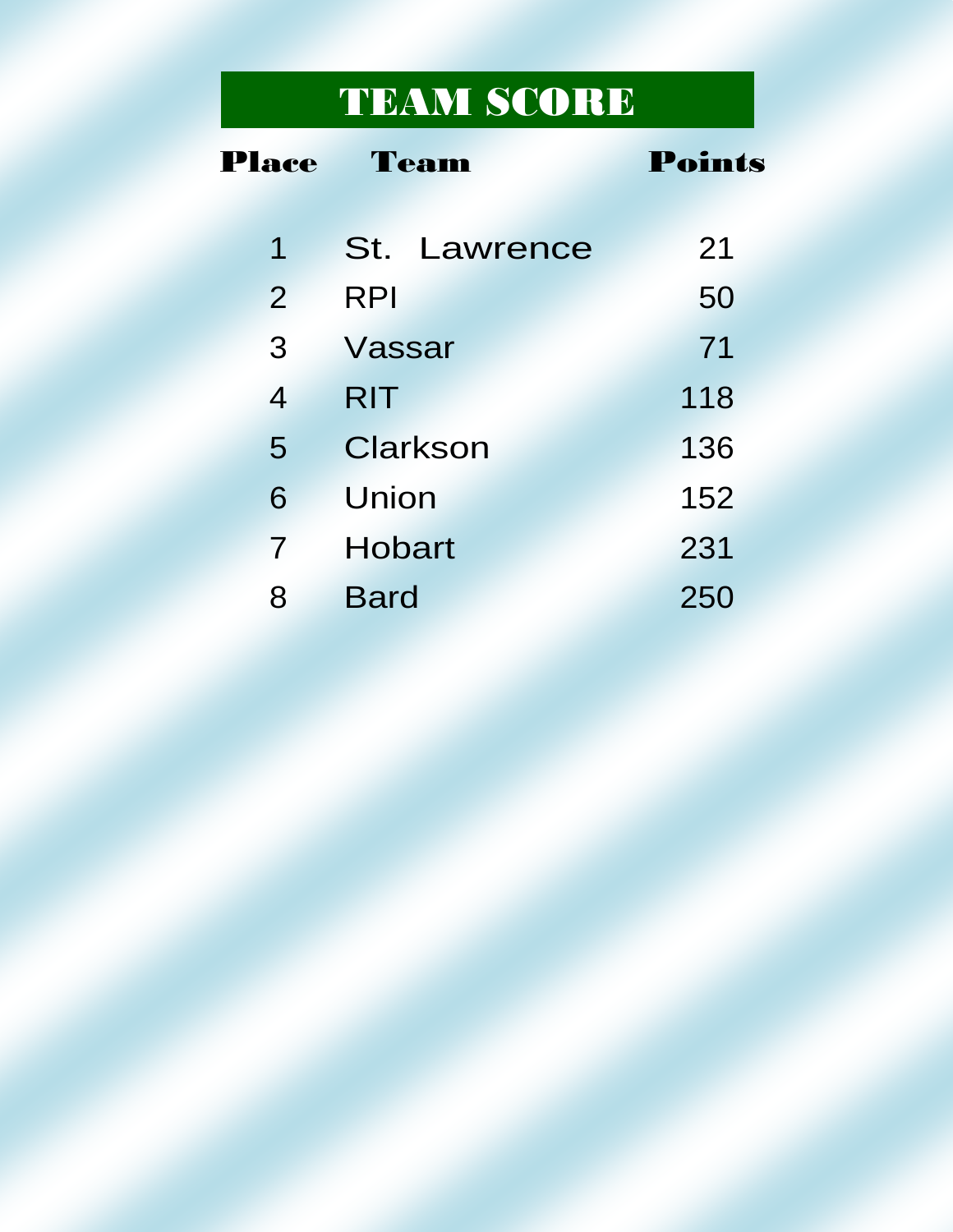# TEAM SCORE

| Place | Team | Points |
|---|---|---|
| 1 | St. Lawrence | 21 |
| 2 | RPI | 50 |
| 3 | Vassar | 71 |
| 4 | RIT | 118 |
| 5 | Clarkson | 136 |
| 6 | Union | 152 |
| 7 | Hobart | 231 |
| 8 | Bard | 250 |